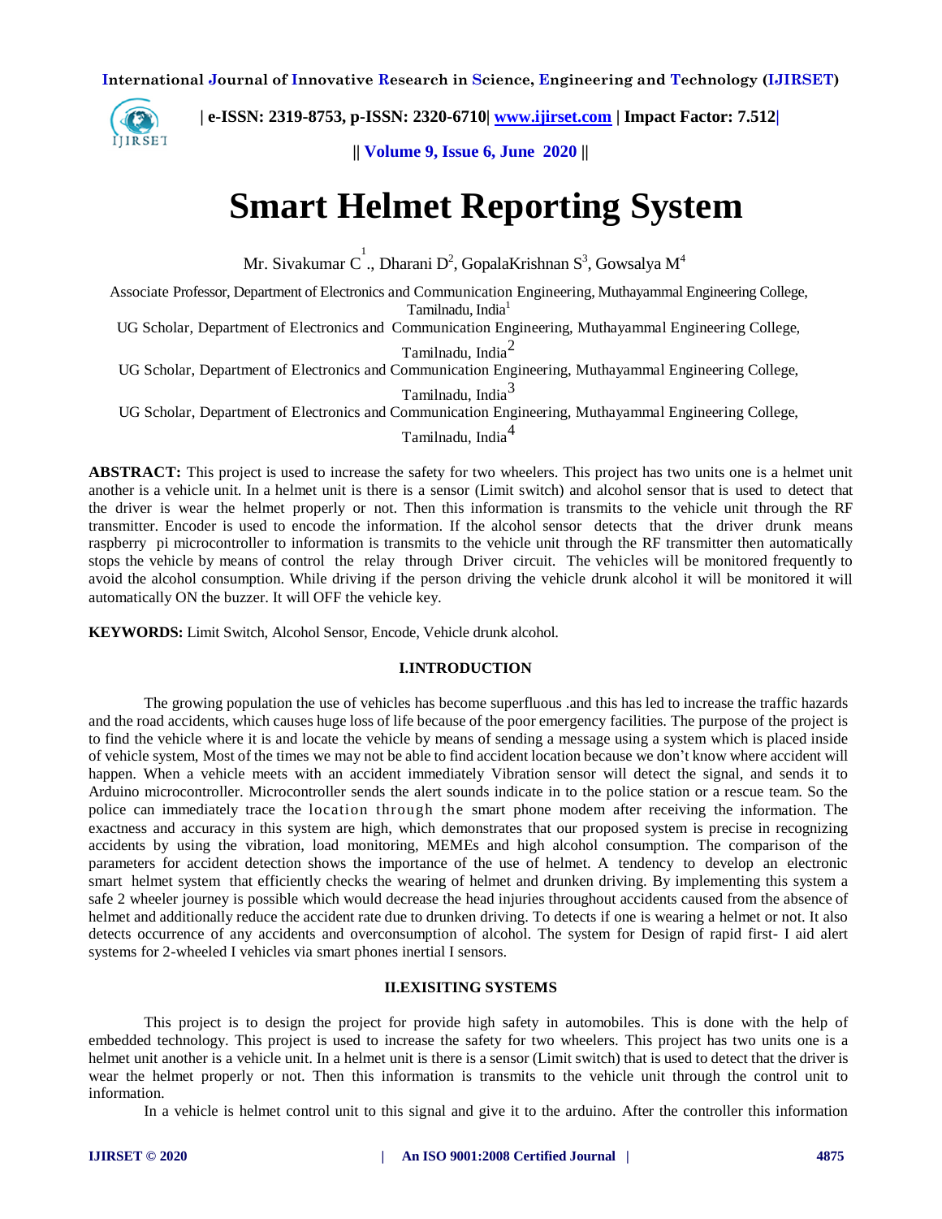# Smart Helmet Reporting System

Mr. Sivakumar C[1]., Dharani D[2], GopalaKrishnan S[3], Gowsalya M[4]

Associate Professor, Department of Electronics and Communication Engineering, Muthayammal Engineering College, Tamilnadu, India[1]

UG Scholar, Department of Electronics and Communication Engineering, Muthayammal Engineering College, Tamilnadu, India[2]

UG Scholar, Department of Electronics and Communication Engineering, Muthayammal Engineering College, Tamilnadu, India[3]

UG Scholar, Department of Electronics and Communication Engineering, Muthayammal Engineering College, Tamilnadu, India[4]

**ABSTRACT:** This project is used to increase the safety for two wheelers. This project has two units one is a helmet unit another is a vehicle unit. In a helmet unit is there is a sensor (Limit switch) and alcohol sensor that is used to detect that the driver is wear the helmet properly or not. Then this information is transmits to the vehicle unit through the RF transmitter. Encoder is used to encode the information. If the alcohol sensor detects that the driver drunk means raspberry pi microcontroller to information is transmits to the vehicle unit through the RF transmitter then automatically stops the vehicle by means of control the relay through Driver circuit. The vehicles will be monitored frequently to avoid the alcohol consumption. While driving if the person driving the vehicle drunk alcohol it will be monitored it will automatically ON the buzzer. It will OFF the vehicle key.

**KEYWORDS:** Limit Switch, Alcohol Sensor, Encode, Vehicle drunk alcohol.

## I.INTRODUCTION

The growing population the use of vehicles has become superfluous .and this has led to increase the traffic hazards and the road accidents, which causes huge loss of life because of the poor emergency facilities. The purpose of the project is to find the vehicle where it is and locate the vehicle by means of sending a message using a system which is placed inside of vehicle system, Most of the times we may not be able to find accident location because we don't know where accident will happen. When a vehicle meets with an accident immediately Vibration sensor will detect the signal, and sends it to Arduino microcontroller. Microcontroller sends the alert sounds indicate in to the police station or a rescue team. So the police can immediately trace the location through the smart phone modem after receiving the information. The exactness and accuracy in this system are high, which demonstrates that our proposed system is precise in recognizing accidents by using the vibration, load monitoring, MEMEs and high alcohol consumption. The comparison of the parameters for accident detection shows the importance of the use of helmet. A tendency to develop an electronic smart helmet system that efficiently checks the wearing of helmet and drunken driving. By implementing this system a safe 2 wheeler journey is possible which would decrease the head injuries throughout accidents caused from the absence of helmet and additionally reduce the accident rate due to drunken driving. To detects if one is wearing a helmet or not. It also detects occurrence of any accidents and overconsumption of alcohol. The system for Design of rapid first- I aid alert systems for 2-wheeled I vehicles via smart phones inertial I sensors.

## II.EXISITING SYSTEMS

This project is to design the project for provide high safety in automobiles. This is done with the help of embedded technology. This project is used to increase the safety for two wheelers. This project has two units one is a helmet unit another is a vehicle unit. In a helmet unit is there is a sensor (Limit switch) that is used to detect that the driver is wear the helmet properly or not. Then this information is transmits to the vehicle unit through the control unit to information.

In a vehicle is helmet control unit to this signal and give it to the arduino. After the controller this information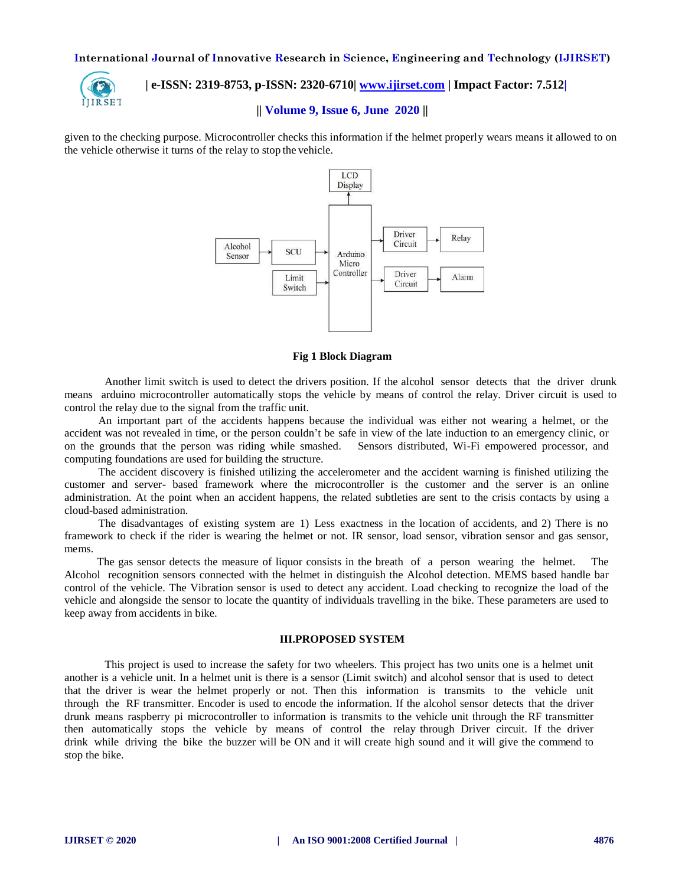given to the checking purpose. Microcontroller checks this information if the helmet properly wears means it allowed to on the vehicle otherwise it turns of the relay to stop the vehicle.

**Fig 1 Block Diagram**

Another limit switch is used to detect the drivers position. If the alcohol sensor detects that the driver drunk means arduino microcontroller automatically stops the vehicle by means of control the relay. Driver circuit is used to control the relay due to the signal from the traffic unit.

An important part of the accidents happens because the individual was either not wearing a helmet, or the accident was not revealed in time, or the person couldn't be safe in view of the late induction to an emergency clinic, or on the grounds that the person was riding while smashed. Sensors distributed, Wi-Fi empowered processor, and computing foundations are used for building the structure.

The accident discovery is finished utilizing the accelerometer and the accident warning is finished utilizing the customer and server- based framework where the microcontroller is the customer and the server is an online administration. At the point when an accident happens, the related subtleties are sent to the crisis contacts by using a cloud-based administration.

The disadvantages of existing system are 1) Less exactness in the location of accidents, and 2) There is no framework to check if the rider is wearing the helmet or not. IR sensor, load sensor, vibration sensor and gas sensor, mems.

The gas sensor detects the measure of liquor consists in the breath of a person wearing the helmet. The Alcohol recognition sensors connected with the helmet in distinguish the Alcohol detection. MEMS based handle bar control of the vehicle. The Vibration sensor is used to detect any accident. Load checking to recognize the load of the vehicle and alongside the sensor to locate the quantity of individuals travelling in the bike. These parameters are used to keep away from accidents in bike.

## III.PROPOSED SYSTEM

This project is used to increase the safety for two wheelers. This project has two units one is a helmet unit another is a vehicle unit. In a helmet unit is there is a sensor (Limit switch) and alcohol sensor that is used to detect that the driver is wear the helmet properly or not. Then this information is transmits to the vehicle unit through the RF transmitter. Encoder is used to encode the information. If the alcohol sensor detects that the driver drunk means raspberry pi microcontroller to information is transmits to the vehicle unit through the RF transmitter then automatically stops the vehicle by means of control the relay through Driver circuit. If the driver drink while driving the bike the buzzer will be ON and it will create high sound and it will give the commend to stop the bike.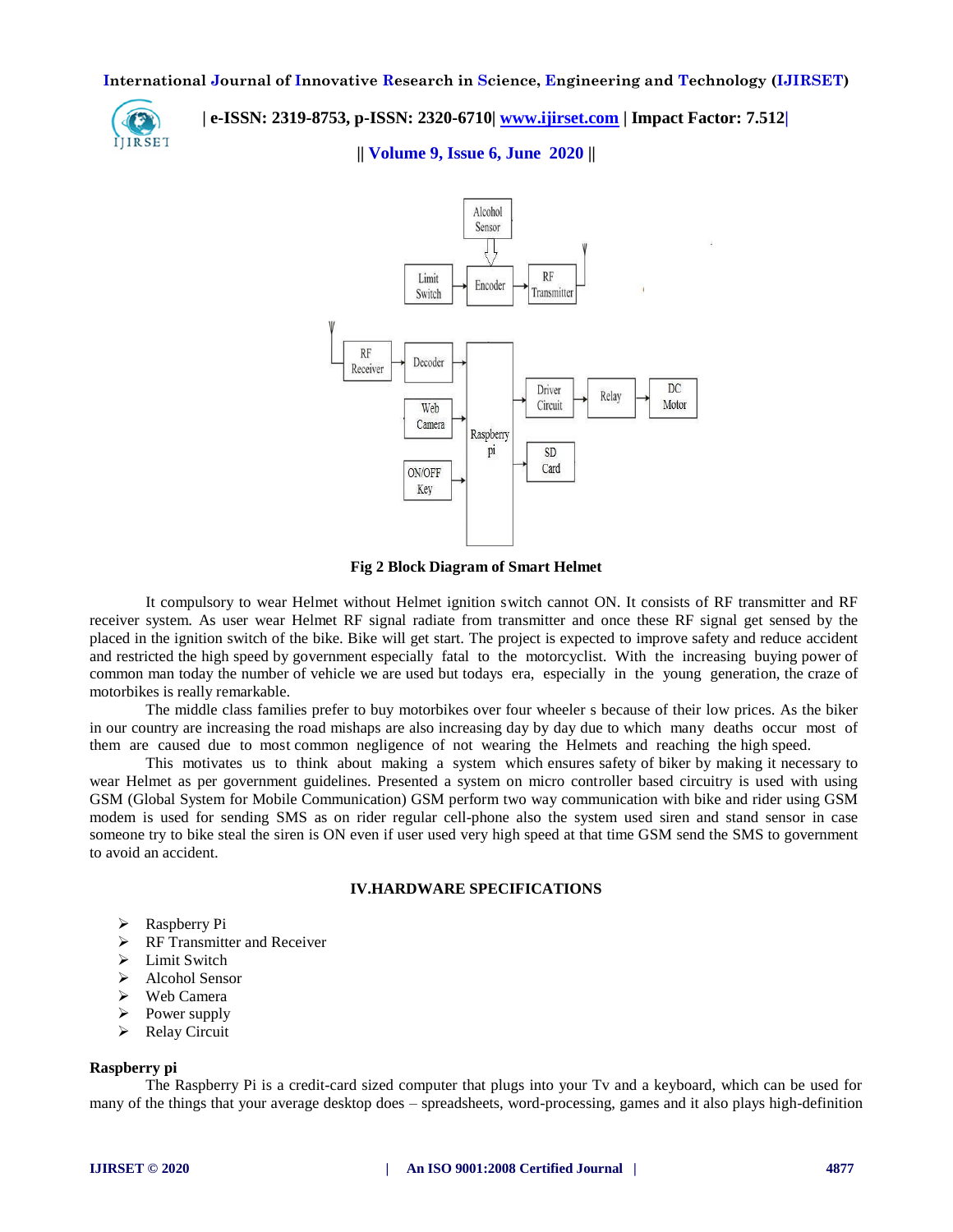Fig 2 Block Diagram of Smart Helmet

It compulsory to wear Helmet without Helmet ignition switch cannot ON. It consists of RF transmitter and RF receiver system. As user wear Helmet RF signal radiate from transmitter and once these RF signal get sensed by the placed in the ignition switch of the bike. Bike will get start. The project is expected to improve safety and reduce accident and restricted the high speed by government especially fatal to the motorcyclist. With the increasing buying power of common man today the number of vehicle we are used but todays era, especially in the young generation, the craze of motorbikes is really remarkable.

The middle class families prefer to buy motorbikes over four wheeler s because of their low prices. As the biker in our country are increasing the road mishaps are also increasing day by day due to which many deaths occur most of them are caused due to most common negligence of not wearing the Helmets and reaching the high speed.

This motivates us to think about making a system which ensures safety of biker by making it necessary to wear Helmet as per government guidelines. Presented a system on micro controller based circuitry is used with using GSM (Global System for Mobile Communication) GSM perform two way communication with bike and rider using GSM modem is used for sending SMS as on rider regular cell-phone also the system used siren and stand sensor in case someone try to bike steal the siren is ON even if user used very high speed at that time GSM send the SMS to government to avoid an accident.

## IV.HARDWARE SPECIFICATIONS

- Raspberry Pi
- RF Transmitter and Receiver
- Limit Switch
- Alcohol Sensor
- Web Camera
- Power supply
- Relay Circuit

**Raspberry pi**

The Raspberry Pi is a credit-card sized computer that plugs into your Tv and a keyboard, which can be used for many of the things that your average desktop does – spreadsheets, word-processing, games and it also plays high-definition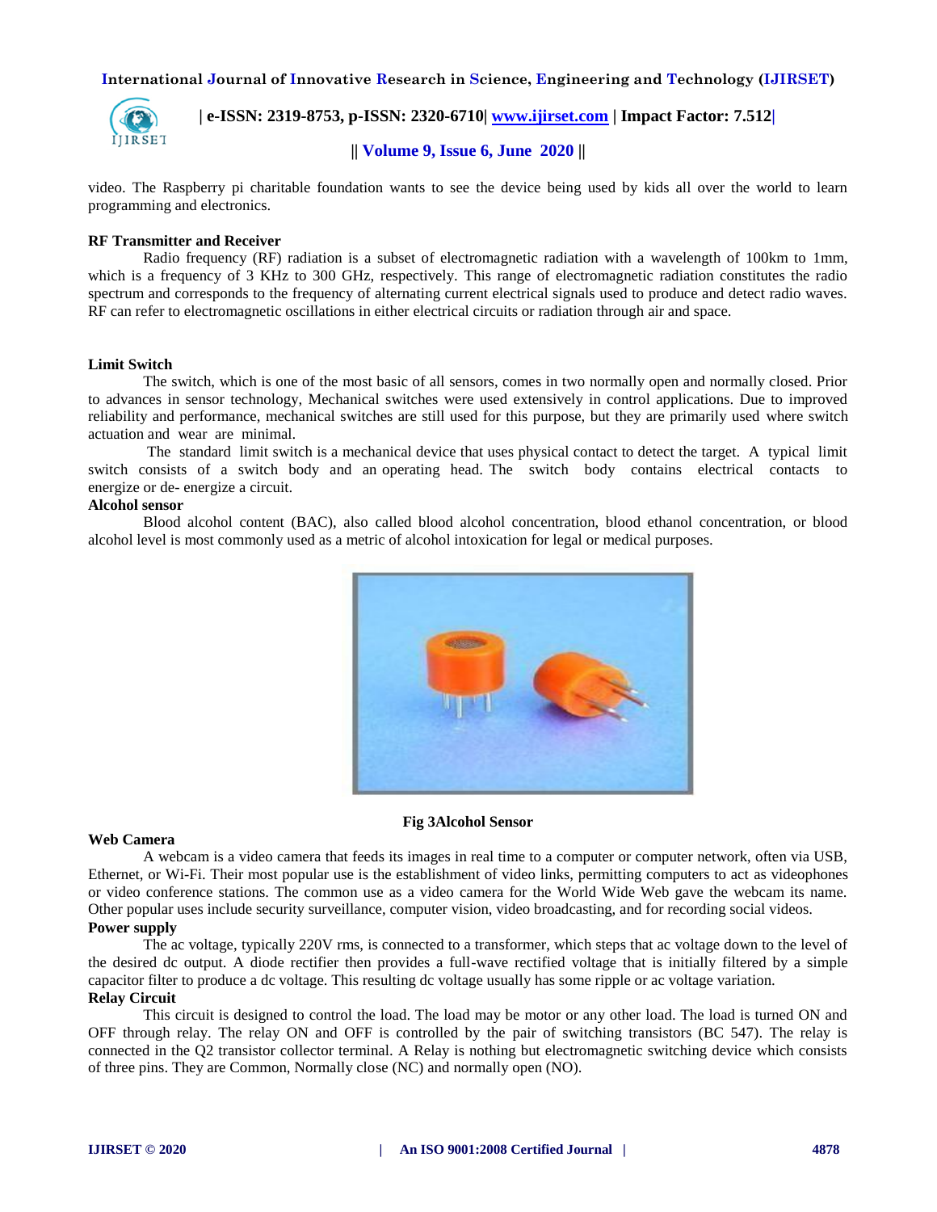video. The Raspberry pi charitable foundation wants to see the device being used by kids all over the world to learn programming and electronics.

**RF Transmitter and Receiver**

Radio frequency (RF) radiation is a subset of electromagnetic radiation with a wavelength of 100km to 1mm, which is a frequency of 3 KHz to 300 GHz, respectively. This range of electromagnetic radiation constitutes the radio spectrum and corresponds to the frequency of alternating current electrical signals used to produce and detect radio waves. RF can refer to electromagnetic oscillations in either electrical circuits or radiation through air and space.

**Limit Switch**

The switch, which is one of the most basic of all sensors, comes in two normally open and normally closed. Prior to advances in sensor technology, Mechanical switches were used extensively in control applications. Due to improved reliability and performance, mechanical switches are still used for this purpose, but they are primarily used where switch actuation and wear are minimal.

The standard limit switch is a mechanical device that uses physical contact to detect the target. A typical limit switch consists of a switch body and an operating head. The switch body contains electrical contacts to energize or de- energize a circuit.

**Alcohol sensor**

Blood alcohol content (BAC), also called blood alcohol concentration, blood ethanol concentration, or blood alcohol level is most commonly used as a metric of alcohol intoxication for legal or medical purposes.

**Fig 3Alcohol Sensor**

**Web Camera**

A webcam is a video camera that feeds its images in real time to a computer or computer network, often via USB, Ethernet, or Wi-Fi. Their most popular use is the establishment of video links, permitting computers to act as videophones or video conference stations. The common use as a video camera for the World Wide Web gave the webcam its name. Other popular uses include security surveillance, computer vision, video broadcasting, and for recording social videos.

**Power supply**

The ac voltage, typically 220V rms, is connected to a transformer, which steps that ac voltage down to the level of the desired dc output. A diode rectifier then provides a full-wave rectified voltage that is initially filtered by a simple capacitor filter to produce a dc voltage. This resulting dc voltage usually has some ripple or ac voltage variation.

**Relay Circuit**

This circuit is designed to control the load. The load may be motor or any other load. The load is turned ON and OFF through relay. The relay ON and OFF is controlled by the pair of switching transistors (BC 547). The relay is connected in the Q2 transistor collector terminal. A Relay is nothing but electromagnetic switching device which consists of three pins. They are Common, Normally close (NC) and normally open (NO).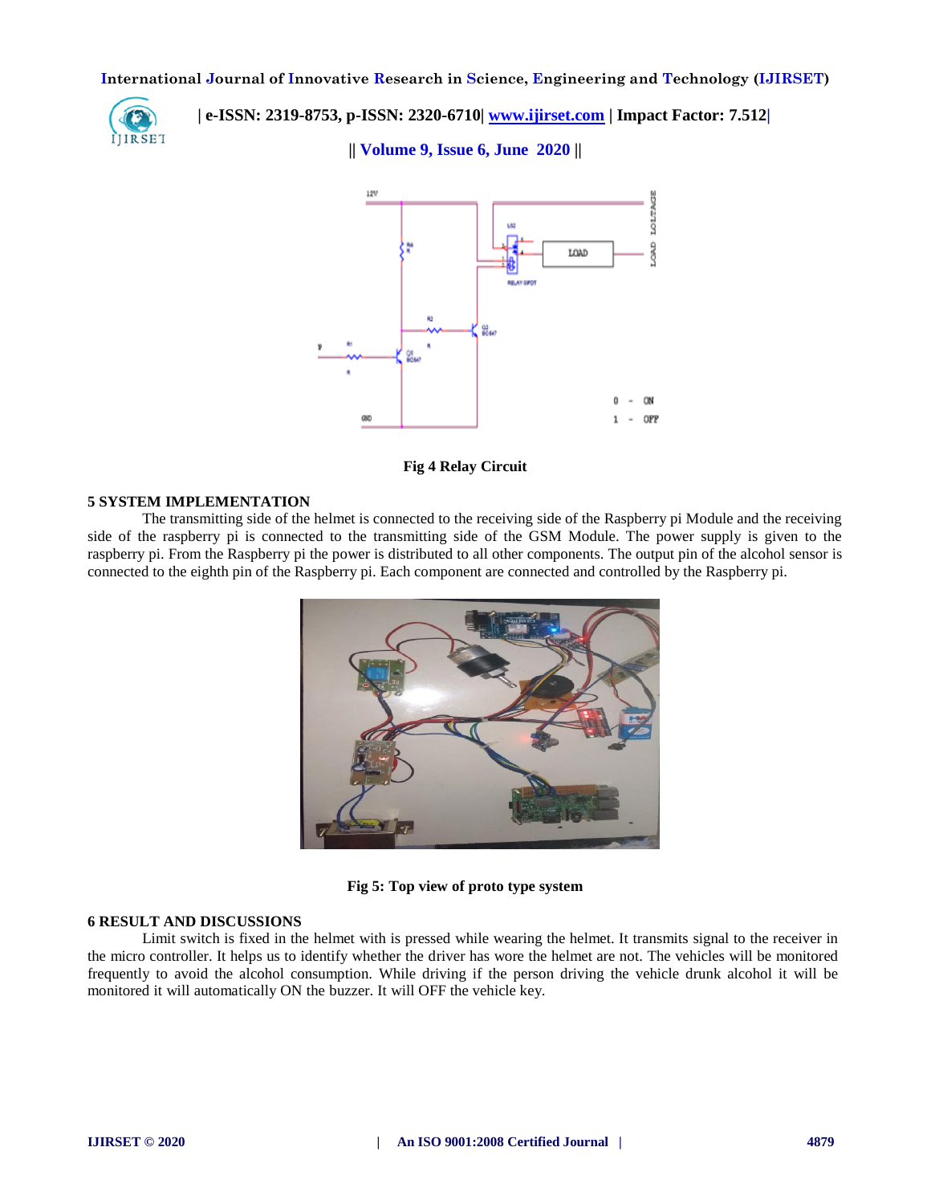Fig 4 Relay Circuit

## 5 SYSTEM IMPLEMENTATION

The transmitting side of the helmet is connected to the receiving side of the Raspberry pi Module and the receiving side of the raspberry pi is connected to the transmitting side of the GSM Module. The power supply is given to the raspberry pi. From the Raspberry pi the power is distributed to all other components. The output pin of the alcohol sensor is connected to the eighth pin of the Raspberry pi. Each component are connected and controlled by the Raspberry pi.

Fig 5: Top view of proto type system

## 6 RESULT AND DISCUSSIONS

Limit switch is fixed in the helmet with is pressed while wearing the helmet. It transmits signal to the receiver in the micro controller. It helps us to identify whether the driver has wore the helmet are not. The vehicles will be monitored frequently to avoid the alcohol consumption. While driving if the person driving the vehicle drunk alcohol it will be monitored it will automatically ON the buzzer. It will OFF the vehicle key.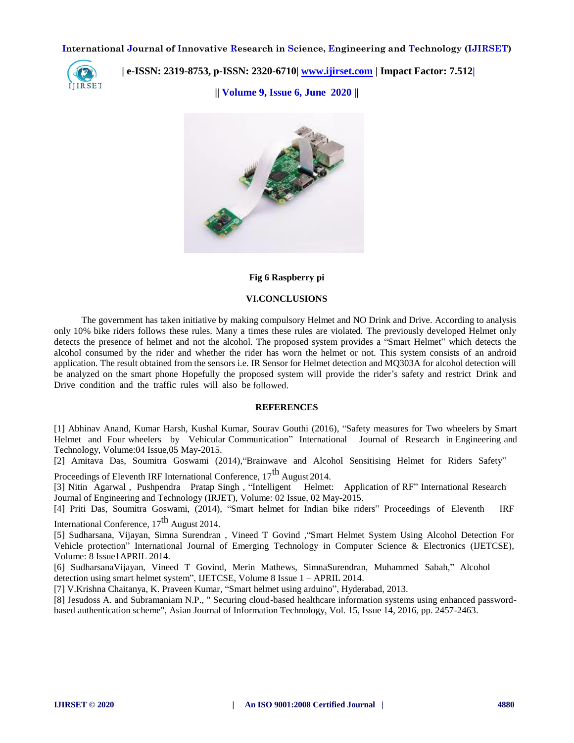Fig 6 Raspberry pi

## VI.CONCLUSIONS

The government has taken initiative by making compulsory Helmet and NO Drink and Drive. According to analysis only 10% bike riders follows these rules. Many a times these rules are violated. The previously developed Helmet only detects the presence of helmet and not the alcohol. The proposed system provides a "Smart Helmet" which detects the alcohol consumed by the rider and whether the rider has worn the helmet or not. This system consists of an android application. The result obtained from the sensors i.e. IR Sensor for Helmet detection and MQ303A for alcohol detection will be analyzed on the smart phone Hopefully the proposed system will provide the rider's safety and restrict Drink and Drive condition and the traffic rules will also be followed.

## REFERENCES

[1] Abhinav Anand, Kumar Harsh, Kushal Kumar, Sourav Gouthi (2016), "Safety measures for Two wheelers by Smart Helmet and Four wheelers by Vehicular Communication" International Journal of Research in Engineering and Technology, Volume:04 Issue,05 May-2015.

[2] Amitava Das, Soumitra Goswami (2014),"Brainwave and Alcohol Sensitising Helmet for Riders Safety" Proceedings of Eleventh IRF International Conference, 17th August 2014.

[3] Nitin Agarwal , Pushpendra Pratap Singh , "Intelligent Helmet: Application of RF" International Research Journal of Engineering and Technology (IRJET), Volume: 02 Issue, 02 May-2015.

[4] Priti Das, Soumitra Goswami, (2014), "Smart helmet for Indian bike riders" Proceedings of Eleventh IRF International Conference, 17th August 2014.

[5] Sudharsana, Vijayan, Simna Surendran , Vineed T Govind ,"Smart Helmet System Using Alcohol Detection For Vehicle protection" International Journal of Emerging Technology in Computer Science & Electronics (IJETCSE), Volume: 8 Issue1APRIL 2014.

[6] SudharsanaVijayan, Vineed T Govind, Merin Mathews, SimnaSurendran, Muhammed Sabah," Alcohol detection using smart helmet system", IJETCSE, Volume 8 Issue 1 – APRIL 2014.

[7] V.Krishna Chaitanya, K. Praveen Kumar, "Smart helmet using arduino", Hyderabad, 2013.

[8] Jesudoss A. and Subramaniam N.P., " Securing cloud-based healthcare information systems using enhanced password-based authentication scheme", Asian Journal of Information Technology, Vol. 15, Issue 14, 2016, pp. 2457-2463.